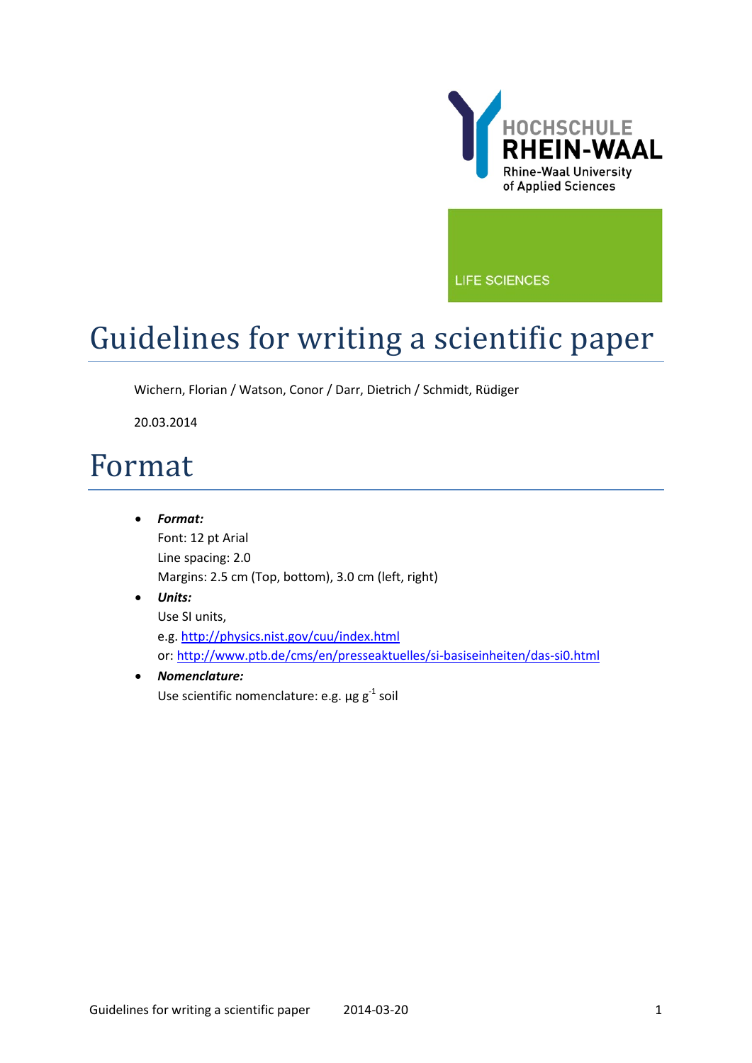HOCHSCHULE RHEIN-WAAL
Rhine-Waal University of Applied Sciences

LIFE SCIENCES

# Guidelines for writing a scientific paper

Wichern, Florian / Watson, Conor / Darr, Dietrich / Schmidt, Rüdiger

20.03.2014

# Format

- ***Format:***
  Font: 12 pt Arial
  Line spacing: 2.0
  Margins: 2.5 cm (Top, bottom), 3.0 cm (left, right)
- ***Units:***
  Use SI units,
  e.g. http://physics.nist.gov/cuu/index.html
  or: http://www.ptb.de/cms/en/presseaktuelles/si-basiseinheiten/das-si0.html
- ***Nomenclature:***
  Use scientific nomenclature: e.g. µg $g^{-1}$ soil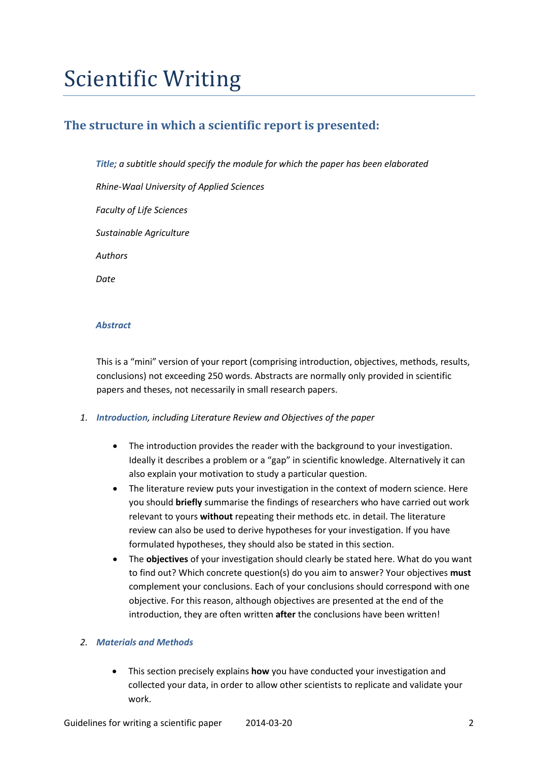# Scientific Writing

## The structure in which a scientific report is presented:

***Title**; a subtitle should specify the module for which the paper has been elaborated*

*Rhine-Waal University of Applied Sciences*

*Faculty of Life Sciences*

*Sustainable Agriculture*

*Authors*

*Date*

***Abstract***

This is a "mini" version of your report (comprising introduction, objectives, methods, results, conclusions) not exceeding 250 words. Abstracts are normally only provided in scientific papers and theses, not necessarily in small research papers.

1. ***Introduction**, including Literature Review and Objectives of the paper*

   - The introduction provides the reader with the background to your investigation. Ideally it describes a problem or a "gap" in scientific knowledge. Alternatively it can also explain your motivation to study a particular question.
   - The literature review puts your investigation in the context of modern science. Here you should **briefly** summarise the findings of researchers who have carried out work relevant to yours **without** repeating their methods etc. in detail. The literature review can also be used to derive hypotheses for your investigation. If you have formulated hypotheses, they should also be stated in this section.
   - The **objectives** of your investigation should clearly be stated here. What do you want to find out? Which concrete question(s) do you aim to answer? Your objectives **must** complement your conclusions. Each of your conclusions should correspond with one objective. For this reason, although objectives are presented at the end of the introduction, they are often written **after** the conclusions have been written!

2. ***Materials and Methods***

   - This section precisely explains **how** you have conducted your investigation and collected your data, in order to allow other scientists to replicate and validate your work.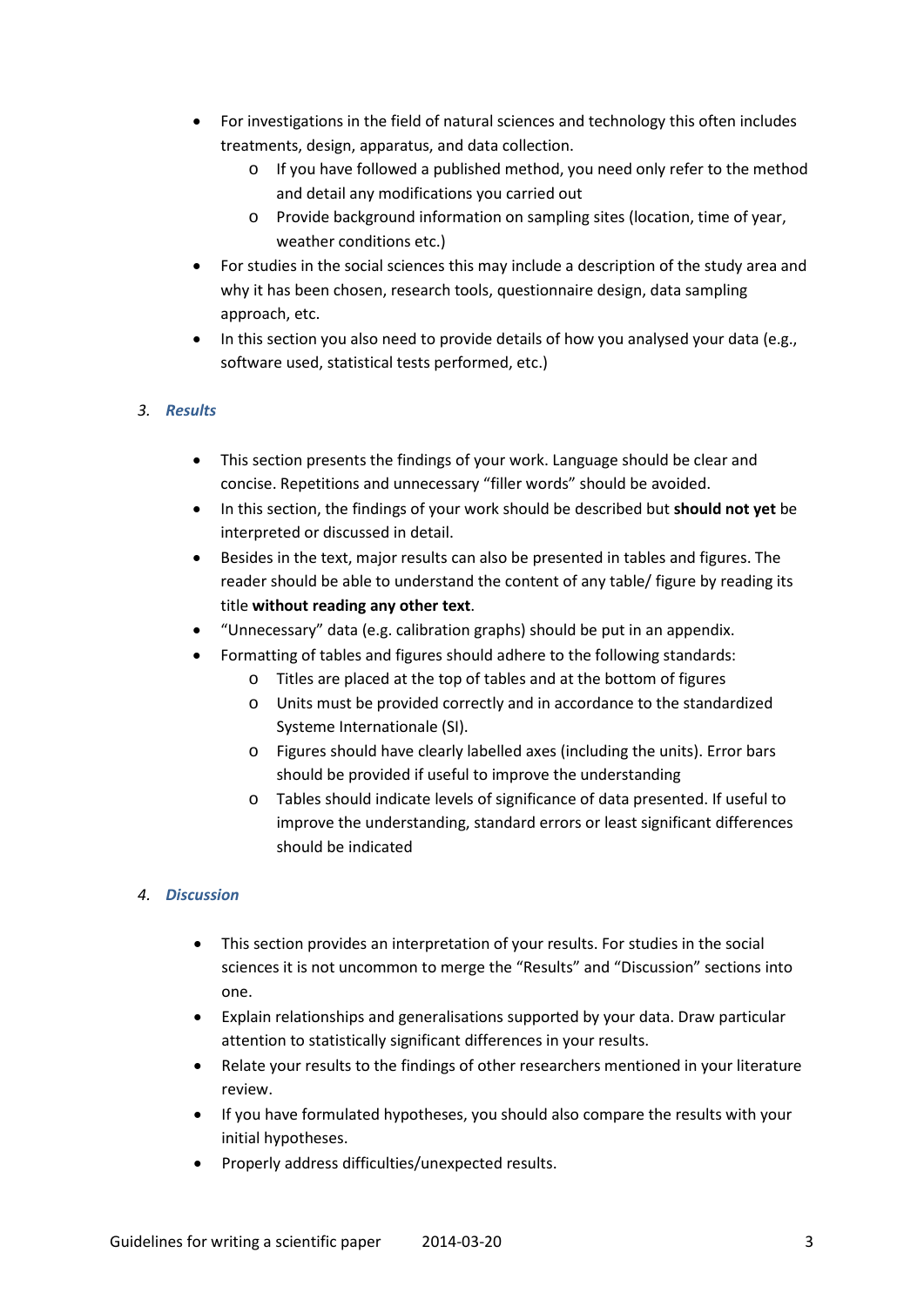- For investigations in the field of natural sciences and technology this often includes treatments, design, apparatus, and data collection.
  - If you have followed a published method, you need only refer to the method and detail any modifications you carried out
  - Provide background information on sampling sites (location, time of year, weather conditions etc.)
- For studies in the social sciences this may include a description of the study area and why it has been chosen, research tools, questionnaire design, data sampling approach, etc.
- In this section you also need to provide details of how you analysed your data (e.g., software used, statistical tests performed, etc.)

### 3. *Results*

- This section presents the findings of your work. Language should be clear and concise. Repetitions and unnecessary "filler words" should be avoided.
- In this section, the findings of your work should be described but **should not yet** be interpreted or discussed in detail.
- Besides in the text, major results can also be presented in tables and figures. The reader should be able to understand the content of any table/ figure by reading its title **without reading any other text**.
- "Unnecessary" data (e.g. calibration graphs) should be put in an appendix.
- Formatting of tables and figures should adhere to the following standards:
  - Titles are placed at the top of tables and at the bottom of figures
  - Units must be provided correctly and in accordance to the standardized Systeme Internationale (SI).
  - Figures should have clearly labelled axes (including the units). Error bars should be provided if useful to improve the understanding
  - Tables should indicate levels of significance of data presented. If useful to improve the understanding, standard errors or least significant differences should be indicated

### 4. *Discussion*

- This section provides an interpretation of your results. For studies in the social sciences it is not uncommon to merge the "Results" and "Discussion" sections into one.
- Explain relationships and generalisations supported by your data. Draw particular attention to statistically significant differences in your results.
- Relate your results to the findings of other researchers mentioned in your literature review.
- If you have formulated hypotheses, you should also compare the results with your initial hypotheses.
- Properly address difficulties/unexpected results.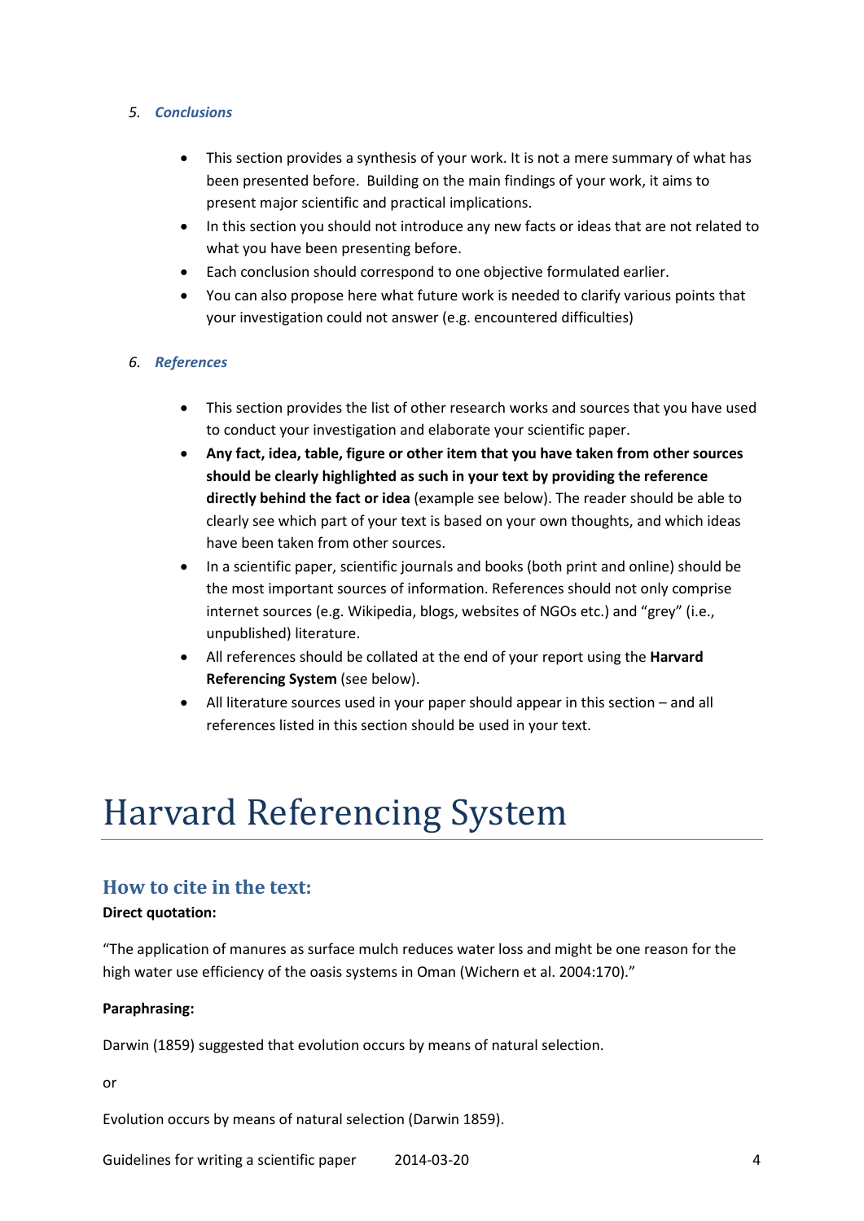### 5. *Conclusions*

- This section provides a synthesis of your work. It is not a mere summary of what has been presented before. Building on the main findings of your work, it aims to present major scientific and practical implications.
- In this section you should not introduce any new facts or ideas that are not related to what you have been presenting before.
- Each conclusion should correspond to one objective formulated earlier.
- You can also propose here what future work is needed to clarify various points that your investigation could not answer (e.g. encountered difficulties)

### 6. *References*

- This section provides the list of other research works and sources that you have used to conduct your investigation and elaborate your scientific paper.
- **Any fact, idea, table, figure or other item that you have taken from other sources should be clearly highlighted as such in your text by providing the reference directly behind the fact or idea** (example see below). The reader should be able to clearly see which part of your text is based on your own thoughts, and which ideas have been taken from other sources.
- In a scientific paper, scientific journals and books (both print and online) should be the most important sources of information. References should not only comprise internet sources (e.g. Wikipedia, blogs, websites of NGOs etc.) and "grey" (i.e., unpublished) literature.
- All references should be collated at the end of your report using the **Harvard Referencing System** (see below).
- All literature sources used in your paper should appear in this section – and all references listed in this section should be used in your text.

# Harvard Referencing System

## How to cite in the text:

**Direct quotation:**

"The application of manures as surface mulch reduces water loss and might be one reason for the high water use efficiency of the oasis systems in Oman (Wichern et al. 2004:170)."

**Paraphrasing:**

Darwin (1859) suggested that evolution occurs by means of natural selection.

or

Evolution occurs by means of natural selection (Darwin 1859).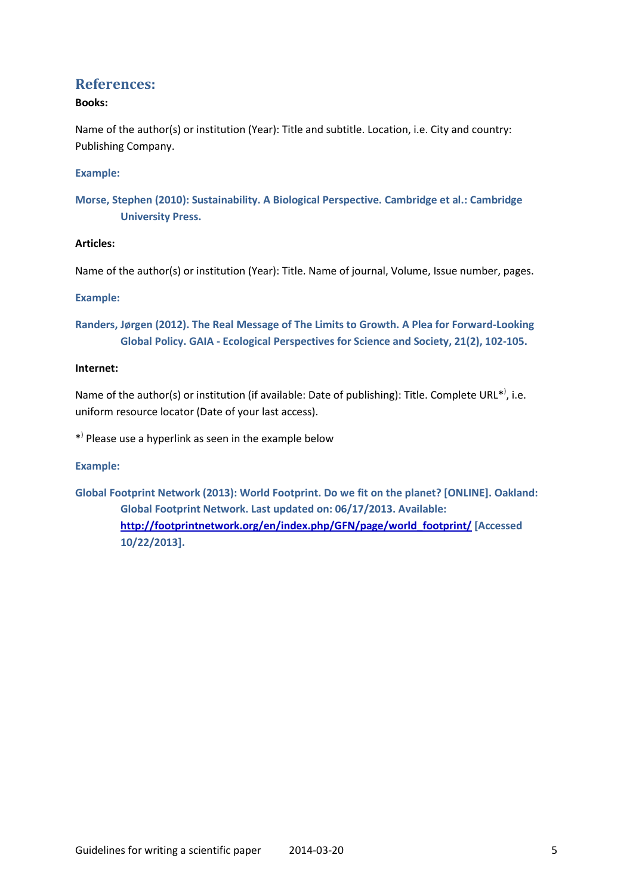## References:

**Books:**

Name of the author(s) or institution (Year): Title and subtitle. Location, i.e. City and country: Publishing Company.

**Example:**

**Morse, Stephen (2010): Sustainability. A Biological Perspective. Cambridge et al.: Cambridge University Press.**

**Articles:**

Name of the author(s) or institution (Year): Title. Name of journal, Volume, Issue number, pages.

**Example:**

**Randers, Jørgen (2012). The Real Message of The Limits to Growth. A Plea for Forward-Looking Global Policy. GAIA - Ecological Perspectives for Science and Society, 21(2), 102-105.**

**Internet:**

Name of the author(s) or institution (if available: Date of publishing): Title. Complete URL*⁾, i.e. uniform resource locator (Date of your last access).

*⁾ Please use a hyperlink as seen in the example below

**Example:**

**Global Footprint Network (2013): World Footprint. Do we fit on the planet? [ONLINE]. Oakland: Global Footprint Network. Last updated on: 06/17/2013. Available: [http://footprintnetwork.org/en/index.php/GFN/page/world_footprint/](http://footprintnetwork.org/en/index.php/GFN/page/world_footprint/) [Accessed 10/22/2013].**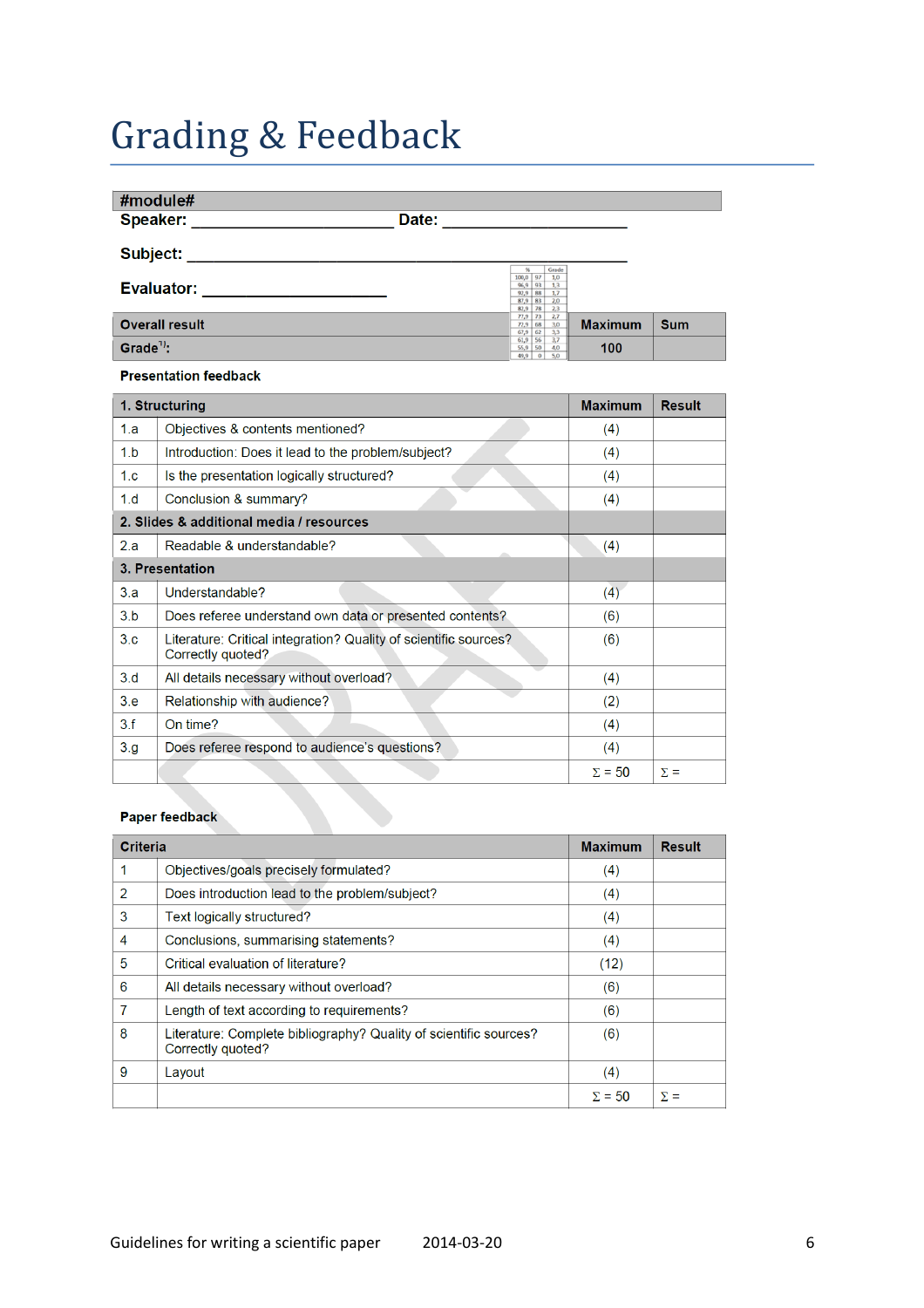# Grading & Feedback

| #module# | | | |
|---|---|---|---|
| **Speaker:** ______________________ **Date:** ____________________ | | | |
| **Subject:** _______________________________________________ | | | |
| **Evaluator:** ____________________ | | | |
| **Overall result** | | **Maximum** | **Sum** |
| **Grade**[1]**:** | | 100 | |

| % | | Grade |
|---|---|---|
| 100,0 | 97 | 1,0 |
| 96,9 | 93 | 1,3 |
| 92,9 | 88 | 1,7 |
| 87,9 | 83 | 2,0 |
| 82,9 | 78 | 2,3 |
| 77,9 | 73 | 2,7 |
| 72,9 | 68 | 3,0 |
| 67,9 | 62 | 3,3 |
| 61,9 | 56 | 3,7 |
| 55,9 | 50 | 4,0 |
| 49,9 | 0 | 5,0 |

**Presentation feedback**

| **1. Structuring** | | **Maximum** | **Result** |
|---|---|---|---|
| 1.a | Objectives & contents mentioned? | (4) | |
| 1.b | Introduction: Does it lead to the problem/subject? | (4) | |
| 1.c | Is the presentation logically structured? | (4) | |
| 1.d | Conclusion & summary? | (4) | |
| **2. Slides & additional media / resources** | | | |
| 2.a | Readable & understandable? | (4) | |
| **3. Presentation** | | | |
| 3.a | Understandable? | (4) | |
| 3.b | Does referee understand own data or presented contents? | (6) | |
| 3.c | Literature: Critical integration? Quality of scientific sources? Correctly quoted? | (6) | |
| 3.d | All details necessary without overload? | (4) | |
| 3.e | Relationship with audience? | (2) | |
| 3.f | On time? | (4) | |
| 3.g | Does referee respond to audience's questions? | (4) | |
| | | $\Sigma = 50$ | $\Sigma =$ |

**Paper feedback**

| **Criteria** | | **Maximum** | **Result** |
|---|---|---|---|
| 1 | Objectives/goals precisely formulated? | (4) | |
| 2 | Does introduction lead to the problem/subject? | (4) | |
| 3 | Text logically structured? | (4) | |
| 4 | Conclusions, summarising statements? | (4) | |
| 5 | Critical evaluation of literature? | (12) | |
| 6 | All details necessary without overload? | (6) | |
| 7 | Length of text according to requirements? | (6) | |
| 8 | Literature: Complete bibliography? Quality of scientific sources? Correctly quoted? | (6) | |
| 9 | Layout | (4) | |
| | | $\Sigma = 50$ | $\Sigma =$ |